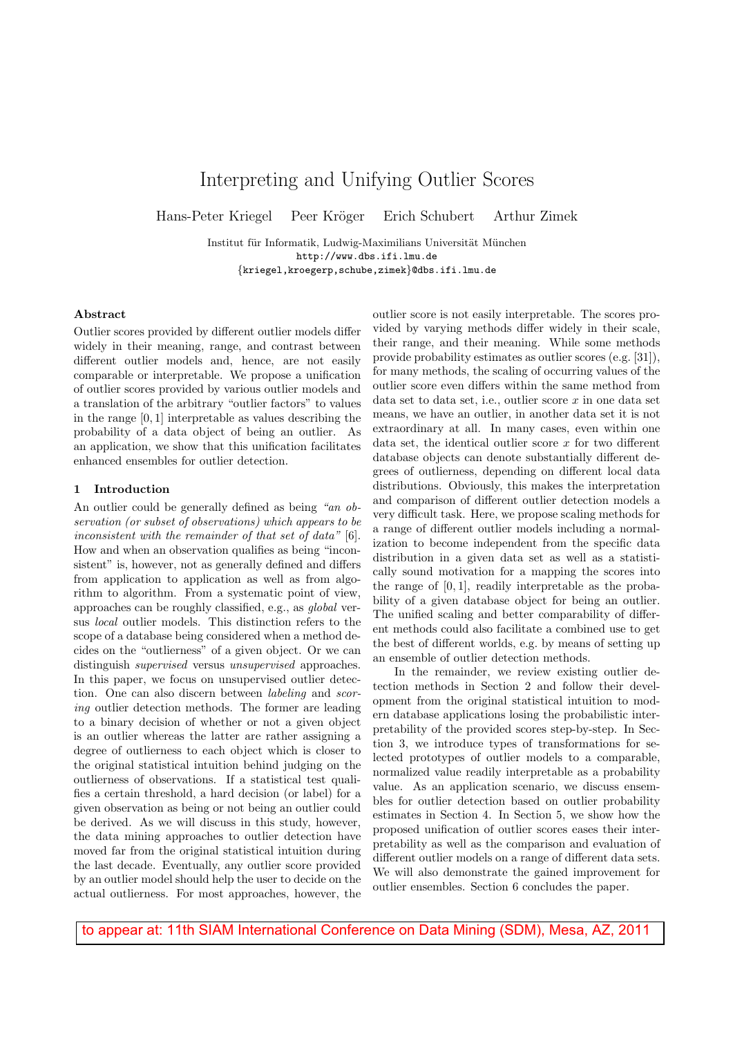# Interpreting and Unifying Outlier Scores

Hans-Peter Kriegel Peer Kröger Erich Schubert Arthur Zimek

Institut für Informatik, Ludwig-Maximilians Universität München
http://www.dbs.ifi.lmu.de
{kriegel,kroegerp,schube,zimek}@dbs.ifi.lmu.de

### Abstract

Outlier scores provided by different outlier models differ widely in their meaning, range, and contrast between different outlier models and, hence, are not easily comparable or interpretable. We propose a unification of outlier scores provided by various outlier models and a translation of the arbitrary "outlier factors" to values in the range $[0, 1]$ interpretable as values describing the probability of a data object of being an outlier. As an application, we show that this unification facilitates enhanced ensembles for outlier detection.

## 1 Introduction

An outlier could be generally defined as being *"an observation (or subset of observations) which appears to be inconsistent with the remainder of that set of data"* [6]. How and when an observation qualifies as being "inconsistent" is, however, not as generally defined and differs from application to application as well as from algorithm to algorithm. From a systematic point of view, approaches can be roughly classified, e.g., as *global* versus *local* outlier models. This distinction refers to the scope of a database being considered when a method decides on the "outlierness" of a given object. Or we can distinguish *supervised* versus *unsupervised* approaches. In this paper, we focus on unsupervised outlier detection. One can also discern between *labeling* and *scoring* outlier detection methods. The former are leading to a binary decision of whether or not a given object is an outlier whereas the latter are rather assigning a degree of outlierness to each object which is closer to the original statistical intuition behind judging on the outlierness of observations. If a statistical test qualifies a certain threshold, a hard decision (or label) for a given observation as being or not being an outlier could be derived. As we will discuss in this study, however, the data mining approaches to outlier detection have moved far from the original statistical intuition during the last decade. Eventually, any outlier score provided by an outlier model should help the user to decide on the actual outlierness. For most approaches, however, the outlier score is not easily interpretable. The scores provided by varying methods differ widely in their scale, their range, and their meaning. While some methods provide probability estimates as outlier scores (e.g. [31]), for many methods, the scaling of occurring values of the outlier score even differs within the same method from data set to data set, i.e., outlier score $x$ in one data set means, we have an outlier, in another data set it is not extraordinary at all. In many cases, even within one data set, the identical outlier score $x$ for two different database objects can denote substantially different degrees of outlierness, depending on different local data distributions. Obviously, this makes the interpretation and comparison of different outlier detection models a very difficult task. Here, we propose scaling methods for a range of different outlier models including a normalization to become independent from the specific data distribution in a given data set as well as a statistically sound motivation for a mapping the scores into the range of $[0, 1]$, readily interpretable as the probability of a given database object for being an outlier. The unified scaling and better comparability of different methods could also facilitate a combined use to get the best of different worlds, e.g. by means of setting up an ensemble of outlier detection methods.

In the remainder, we review existing outlier detection methods in Section 2 and follow their development from the original statistical intuition to modern database applications losing the probabilistic interpretability of the provided scores step-by-step. In Section 3, we introduce types of transformations for selected prototypes of outlier models to a comparable, normalized value readily interpretable as a probability value. As an application scenario, we discuss ensembles for outlier detection based on outlier probability estimates in Section 4. In Section 5, we show how the proposed unification of outlier scores eases their interpretability as well as the comparison and evaluation of different outlier models on a range of different data sets. We will also demonstrate the gained improvement for outlier ensembles. Section 6 concludes the paper.

to appear at: 11th SIAM International Conference on Data Mining (SDM), Mesa, AZ, 2011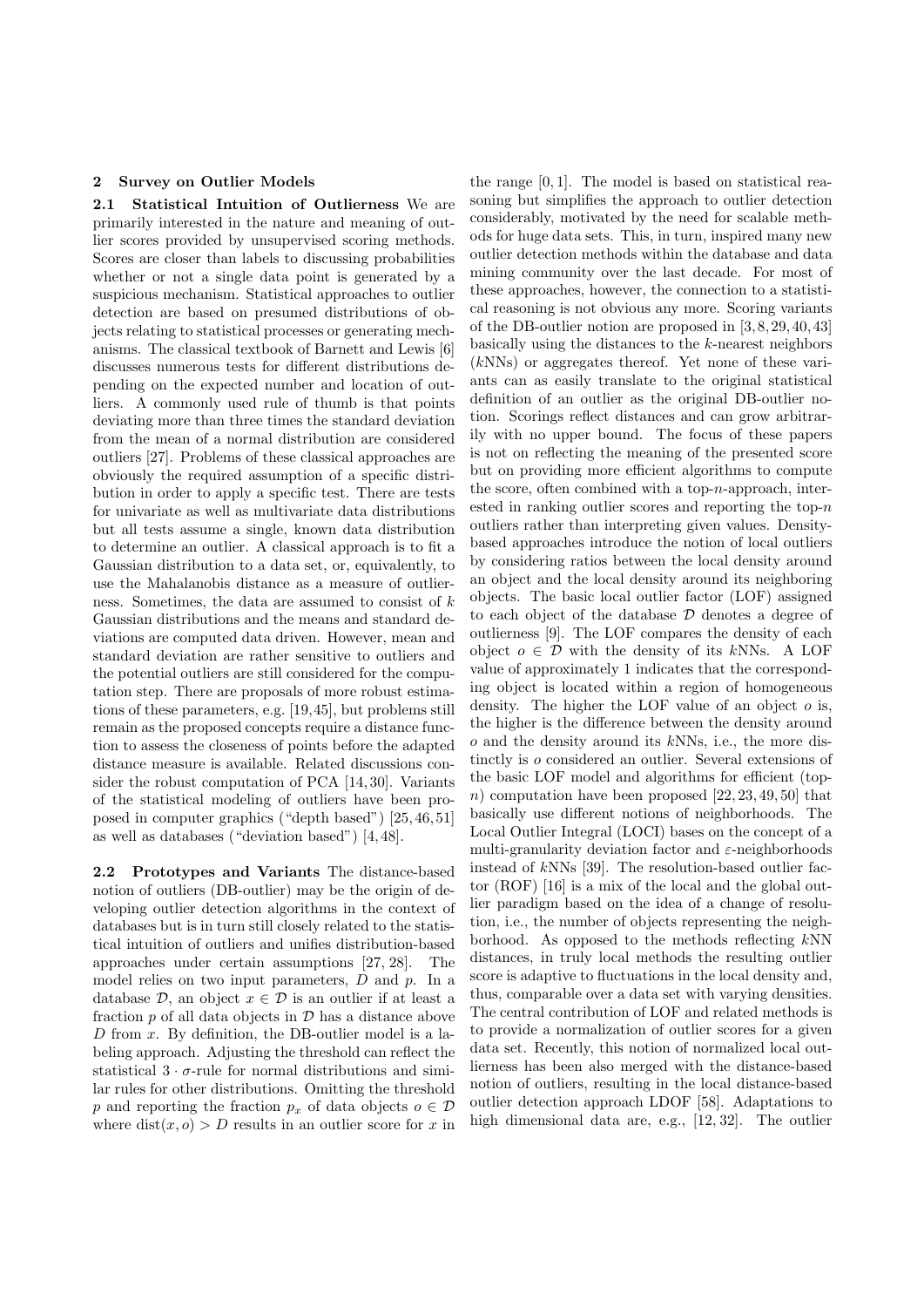## 2 Survey on Outlier Models

**2.1 Statistical Intuition of Outlierness** We are primarily interested in the nature and meaning of outlier scores provided by unsupervised scoring methods. Scores are closer than labels to discussing probabilities whether or not a single data point is generated by a suspicious mechanism. Statistical approaches to outlier detection are based on presumed distributions of objects relating to statistical processes or generating mechanisms. The classical textbook of Barnett and Lewis [6] discusses numerous tests for different distributions depending on the expected number and location of outliers. A commonly used rule of thumb is that points deviating more than three times the standard deviation from the mean of a normal distribution are considered outliers [27]. Problems of these classical approaches are obviously the required assumption of a specific distribution in order to apply a specific test. There are tests for univariate as well as multivariate data distributions but all tests assume a single, known data distribution to determine an outlier. A classical approach is to fit a Gaussian distribution to a data set, or, equivalently, to use the Mahalanobis distance as a measure of outlierness. Sometimes, the data are assumed to consist of $k$ Gaussian distributions and the means and standard deviations are computed data driven. However, mean and standard deviation are rather sensitive to outliers and the potential outliers are still considered for the computation step. There are proposals of more robust estimations of these parameters, e.g. [19,45], but problems still remain as the proposed concepts require a distance function to assess the closeness of points before the adapted distance measure is available. Related discussions consider the robust computation of PCA [14,30]. Variants of the statistical modeling of outliers have been proposed in computer graphics ("depth based") [25,46,51] as well as databases ("deviation based") [4,48].

**2.2 Prototypes and Variants** The distance-based notion of outliers (DB-outlier) may be the origin of developing outlier detection algorithms in the context of databases but is in turn still closely related to the statistical intuition of outliers and unifies distribution-based approaches under certain assumptions [27, 28]. The model relies on two input parameters, $D$ and $p$. In a database $\mathcal{D}$, an object $x \in \mathcal{D}$ is an outlier if at least a fraction $p$ of all data objects in $\mathcal{D}$ has a distance above $D$ from $x$. By definition, the DB-outlier model is a labeling approach. Adjusting the threshold can reflect the statistical $3 \cdot \sigma$-rule for normal distributions and similar rules for other distributions. Omitting the threshold $p$ and reporting the fraction $p_x$ of data objects $o \in \mathcal{D}$ where $\text{dist}(x, o) > D$ results in an outlier score for $x$ in the range $[0, 1]$. The model is based on statistical reasoning but simplifies the approach to outlier detection considerably, motivated by the need for scalable methods for huge data sets. This, in turn, inspired many new outlier detection methods within the database and data mining community over the last decade. For most of these approaches, however, the connection to a statistical reasoning is not obvious any more. Scoring variants of the DB-outlier notion are proposed in [3,8,29,40,43] basically using the distances to the $k$-nearest neighbors ($k$NNs) or aggregates thereof. Yet none of these variants can as easily translate to the original statistical definition of an outlier as the original DB-outlier notion. Scorings reflect distances and can grow arbitrarily with no upper bound. The focus of these papers is not on reflecting the meaning of the presented score but on providing more efficient algorithms to compute the score, often combined with a top-$n$-approach, interested in ranking outlier scores and reporting the top-$n$ outliers rather than interpreting given values. Density-based approaches introduce the notion of local outliers by considering ratios between the local density around an object and the local density around its neighboring objects. The basic local outlier factor (LOF) assigned to each object of the database $\mathcal{D}$ denotes a degree of outlierness [9]. The LOF compares the density of each object $o \in \mathcal{D}$ with the density of its $k$NNs. A LOF value of approximately 1 indicates that the corresponding object is located within a region of homogeneous density. The higher the LOF value of an object $o$ is, the higher is the difference between the density around $o$ and the density around its $k$NNs, i.e., the more distinctly is $o$ considered an outlier. Several extensions of the basic LOF model and algorithms for efficient (top-$n$) computation have been proposed [22,23,49,50] that basically use different notions of neighborhoods. The Local Outlier Integral (LOCI) bases on the concept of a multi-granularity deviation factor and $\varepsilon$-neighborhoods instead of $k$NNs [39]. The resolution-based outlier factor (ROF) [16] is a mix of the local and the global outlier paradigm based on the idea of a change of resolution, i.e., the number of objects representing the neighborhood. As opposed to the methods reflecting $k$NN distances, in truly local methods the resulting outlier score is adaptive to fluctuations in the local density and, thus, comparable over a data set with varying densities. The central contribution of LOF and related methods is to provide a normalization of outlier scores for a given data set. Recently, this notion of normalized local outlierness has been also merged with the distance-based notion of outliers, resulting in the local distance-based outlier detection approach LDOF [58]. Adaptations to high dimensional data are, e.g., [12, 32]. The outlier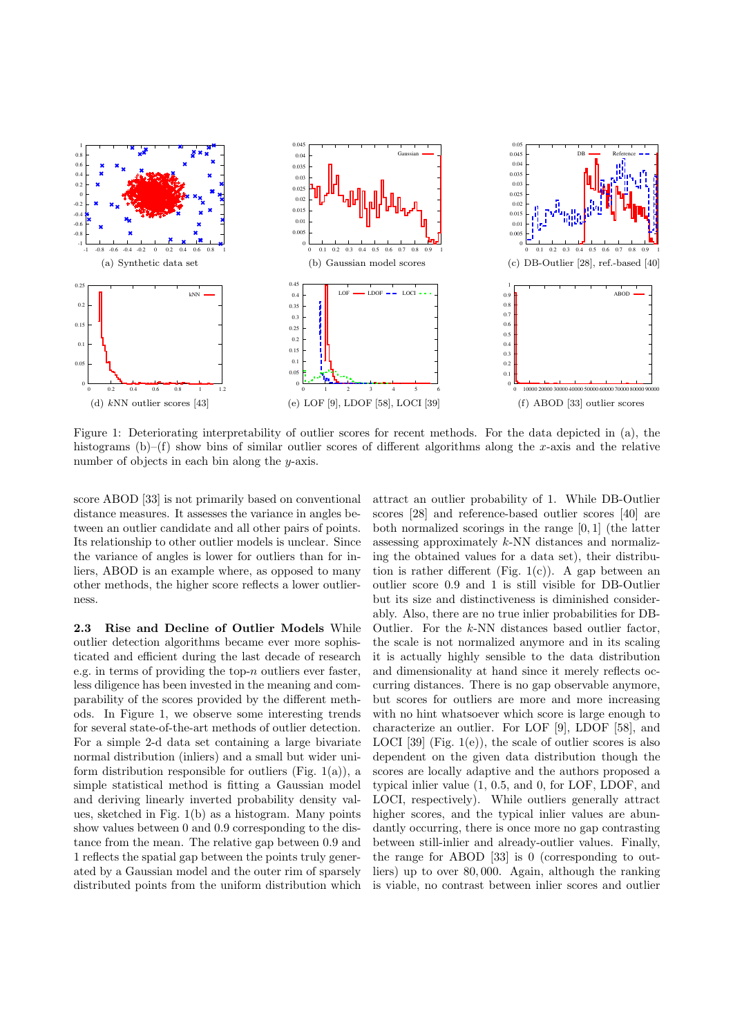Figure 1: Deteriorating interpretability of outlier scores for recent methods. For the data depicted in (a), the histograms (b)–(f) show bins of similar outlier scores of different algorithms along the $x$-axis and the relative number of objects in each bin along the $y$-axis.

(a) Synthetic data set
(b) Gaussian model scores
(c) DB-Outlier [28], ref.-based [40]
(d) $k$NN outlier scores [43]
(e) LOF [9], LDOF [58], LOCI [39]
(f) ABOD [33] outlier scores

score ABOD [33] is not primarily based on conventional distance measures. It assesses the variance in angles between an outlier candidate and all other pairs of points. Its relationship to other outlier models is unclear. Since the variance of angles is lower for outliers than for inliers, ABOD is an example where, as opposed to many other methods, the higher score reflects a lower outlierness.

### 2.3 Rise and Decline of Outlier Models

While outlier detection algorithms became ever more sophisticated and efficient during the last decade of research e.g. in terms of providing the top-$n$ outliers ever faster, less diligence has been invested in the meaning and comparability of the scores provided by the different methods. In Figure 1, we observe some interesting trends for several state-of-the-art methods of outlier detection. For a simple 2-d data set containing a large bivariate normal distribution (inliers) and a small but wider uniform distribution responsible for outliers (Fig. 1(a)), a simple statistical method is fitting a Gaussian model and deriving linearly inverted probability density values, sketched in Fig. 1(b) as a histogram. Many points show values between 0 and 0.9 corresponding to the distance from the mean. The relative gap between 0.9 and 1 reflects the spatial gap between the points truly generated by a Gaussian model and the outer rim of sparsely distributed points from the uniform distribution which attract an outlier probability of 1. While DB-Outlier scores [28] and reference-based outlier scores [40] are both normalized scorings in the range $[0, 1]$ (the latter assessing approximately $k$-NN distances and normalizing the obtained values for a data set), their distribution is rather different (Fig. 1(c)). A gap between an outlier score 0.9 and 1 is still visible for DB-Outlier but its size and distinctiveness is diminished considerably. Also, there are no true inlier probabilities for DB-Outlier. For the $k$-NN distances based outlier factor, the scale is not normalized anymore and in its scaling it is actually highly sensible to the data distribution and dimensionality at hand since it merely reflects occurring distances. There is no gap observable anymore, but scores for outliers are more and more increasing with no hint whatsoever which score is large enough to characterize an outlier. For LOF [9], LDOF [58], and LOCI [39] (Fig. 1(e)), the scale of outlier scores is also dependent on the given data distribution though the scores are locally adaptive and the authors proposed a typical inlier value (1, 0.5, and 0, for LOF, LDOF, and LOCI, respectively). While outliers generally attract higher scores, and the typical inlier values are abundantly occurring, there is once more no gap contrasting between still-inlier and already-outlier values. Finally, the range for ABOD [33] is 0 (corresponding to outliers) up to over 80,000. Again, although the ranking is viable, no contrast between inlier scores and outlier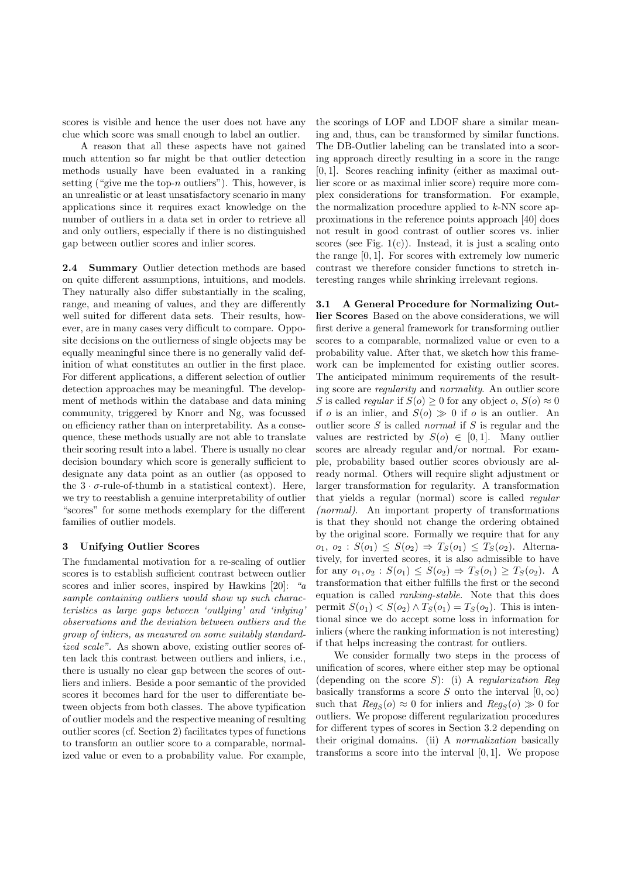scores is visible and hence the user does not have any clue which score was small enough to label an outlier.

A reason that all these aspects have not gained much attention so far might be that outlier detection methods usually have been evaluated in a ranking setting ("give me the top-$n$ outliers"). This, however, is an unrealistic or at least unsatisfactory scenario in many applications since it requires exact knowledge on the number of outliers in a data set in order to retrieve all and only outliers, especially if there is no distinguished gap between outlier scores and inlier scores.

**2.4 Summary** Outlier detection methods are based on quite different assumptions, intuitions, and models. They naturally also differ substantially in the scaling, range, and meaning of values, and they are differently well suited for different data sets. Their results, however, are in many cases very difficult to compare. Opposite decisions on the outlierness of single objects may be equally meaningful since there is no generally valid definition of what constitutes an outlier in the first place. For different applications, a different selection of outlier detection approaches may be meaningful. The development of methods within the database and data mining community, triggered by Knorr and Ng, was focussed on efficiency rather than on interpretability. As a consequence, these methods usually are not able to translate their scoring result into a label. There is usually no clear decision boundary which score is generally sufficient to designate any data point as an outlier (as opposed to the $3 \cdot \sigma$-rule-of-thumb in a statistical context). Here, we try to reestablish a genuine interpretability of outlier "scores" for some methods exemplary for the different families of outlier models.

## 3 Unifying Outlier Scores

The fundamental motivation for a re-scaling of outlier scores is to establish sufficient contrast between outlier scores and inlier scores, inspired by Hawkins [20]: *"a sample containing outliers would show up such characteristics as large gaps between 'outlying' and 'inlying' observations and the deviation between outliers and the group of inliers, as measured on some suitably standardized scale"*. As shown above, existing outlier scores often lack this contrast between outliers and inliers, i.e., there is usually no clear gap between the scores of outliers and inliers. Beside a poor semantic of the provided scores it becomes hard for the user to differentiate between objects from both classes. The above typification of outlier models and the respective meaning of resulting outlier scores (cf. Section 2) facilitates types of functions to transform an outlier score to a comparable, normalized value or even to a probability value. For example, the scorings of LOF and LDOF share a similar meaning and, thus, can be transformed by similar functions. The DB-Outlier labeling can be translated into a scoring approach directly resulting in a score in the range $[0, 1]$. Scores reaching infinity (either as maximal outlier score or as maximal inlier score) require more complex considerations for transformation. For example, the normalization procedure applied to $k$-NN score approximations in the reference points approach [40] does not result in good contrast of outlier scores vs. inlier scores (see Fig. 1(c)). Instead, it is just a scaling onto the range $[0, 1]$. For scores with extremely low numeric contrast we therefore consider functions to stretch interesting ranges while shrinking irrelevant regions.

**3.1 A General Procedure for Normalizing Outlier Scores** Based on the above considerations, we will first derive a general framework for transforming outlier scores to a comparable, normalized value or even to a probability value. After that, we sketch how this framework can be implemented for existing outlier scores. The anticipated minimum requirements of the resulting score are *regularity* and *normality*. An outlier score $S$ is called *regular* if $S(o) \geq 0$ for any object $o$, $S(o) \approx 0$ if $o$ is an inlier, and $S(o) \gg 0$ if $o$ is an outlier. An outlier score $S$ is called *normal* if $S$ is regular and the values are restricted by $S(o) \in [0, 1]$. Many outlier scores are already regular and/or normal. For example, probability based outlier scores obviously are already normal. Others will require slight adjustment or larger transformation for regularity. A transformation that yields a regular (normal) score is called *regular (normal)*. An important property of transformations is that they should not change the ordering obtained by the original score. Formally we require that for any $o_1,\ o_2 : S(o_1) \leq S(o_2) \Rightarrow T_S(o_1) \leq T_S(o_2)$. Alternatively, for inverted scores, it is also admissible to have for any $o_1, o_2 : S(o_1) \leq S(o_2) \Rightarrow T_S(o_1) \geq T_S(o_2)$. A transformation that either fulfills the first or the second equation is called *ranking-stable*. Note that this does permit $S(o_1) < S(o_2) \wedge T_S(o_1) = T_S(o_2)$. This is intentional since we do accept some loss in information for inliers (where the ranking information is not interesting) if that helps increasing the contrast for outliers.

We consider formally two steps in the process of unification of scores, where either step may be optional (depending on the score $S$): (i) A *regularization Reg* basically transforms a score $S$ onto the interval $[0, \infty)$ such that $Reg_S(o) \approx 0$ for inliers and $Reg_S(o) \gg 0$ for outliers. We propose different regularization procedures for different types of scores in Section 3.2 depending on their original domains. (ii) A *normalization* basically transforms a score into the interval $[0, 1]$. We propose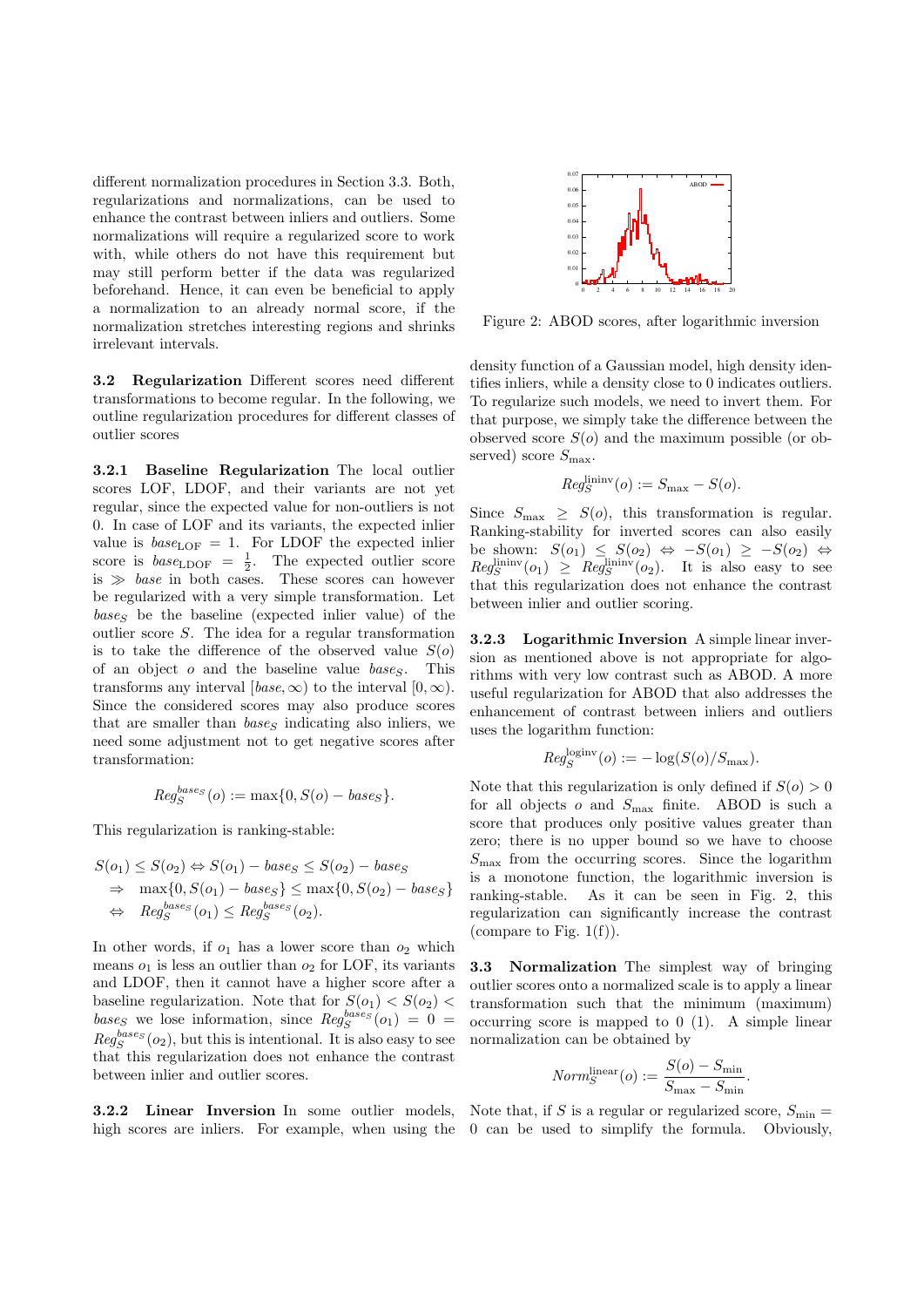different normalization procedures in Section 3.3. Both, regularizations and normalizations, can be used to enhance the contrast between inliers and outliers. Some normalizations will require a regularized score to work with, while others do not have this requirement but may still perform better if the data was regularized beforehand. Hence, it can even be beneficial to apply a normalization to an already normal score, if the normalization stretches interesting regions and shrinks irrelevant intervals.

**3.2 Regularization** Different scores need different transformations to become regular. In the following, we outline regularization procedures for different classes of outlier scores

**3.2.1 Baseline Regularization** The local outlier scores LOF, LDOF, and their variants are not yet regular, since the expected value for non-outliers is not 0. In case of LOF and its variants, the expected inlier value is $base_{\text{LOF}} = 1$. For LDOF the expected inlier score is $base_{\text{LDOF}} = \frac{1}{2}$. The expected outlier score is $\gg base$ in both cases. These scores can however be regularized with a very simple transformation. Let $base_S$ be the baseline (expected inlier value) of the outlier score $S$. The idea for a regular transformation is to take the difference of the observed value $S(o)$ of an object $o$ and the baseline value $base_S$. This transforms any interval $[base, \infty)$ to the interval $[0, \infty)$. Since the considered scores may also produce scores that are smaller than $base_S$ indicating also inliers, we need some adjustment not to get negative scores after transformation:

$$Reg_S^{base_S}(o) := \max\{0, S(o) - base_S\}.$$

This regularization is ranking-stable:

$$\begin{aligned}
S(o_1) \leq S(o_2) &\Leftrightarrow S(o_1) - base_S \leq S(o_2) - base_S \\
&\Rightarrow \quad \max\{0, S(o_1) - base_S\} \leq \max\{0, S(o_2) - base_S\} \\
&\Leftrightarrow \quad Reg_S^{base_S}(o_1) \leq Reg_S^{base_S}(o_2).
\end{aligned}$$

In other words, if $o_1$ has a lower score than $o_2$ which means $o_1$ is less an outlier than $o_2$ for LOF, its variants and LDOF, then it cannot have a higher score after a baseline regularization. Note that for $S(o_1) < S(o_2) < base_S$ we lose information, since $Reg_S^{base_S}(o_1) = 0 = Reg_S^{base_S}(o_2)$, but this is intentional. It is also easy to see that this regularization does not enhance the contrast between inlier and outlier scores.

**3.2.2 Linear Inversion** In some outlier models, high scores are inliers. For example, when using the density function of a Gaussian model, high density identifies inliers, while a density close to 0 indicates outliers. To regularize such models, we need to invert them. For that purpose, we simply take the difference between the observed score $S(o)$ and the maximum possible (or observed) score $S_{\max}$.

$$Reg_S^{\text{lininv}}(o) := S_{\max} - S(o).$$

Since $S_{\max} \geq S(o)$, this transformation is regular. Ranking-stability for inverted scores can also easily be shown: $S(o_1) \leq S(o_2) \Leftrightarrow -S(o_1) \geq -S(o_2) \Leftrightarrow Reg_S^{\text{lininv}}(o_1) \geq Reg_S^{\text{lininv}}(o_2)$. It is also easy to see that this regularization does not enhance the contrast between inlier and outlier scoring.

Figure 2: ABOD scores, after logarithmic inversion

**3.2.3 Logarithmic Inversion** A simple linear inversion as mentioned above is not appropriate for algorithms with very low contrast such as ABOD. A more useful regularization for ABOD that also addresses the enhancement of contrast between inliers and outliers uses the logarithm function:

$$Reg_S^{\text{loginv}}(o) := -\log(S(o)/S_{\max}).$$

Note that this regularization is only defined if $S(o) > 0$ for all objects $o$ and $S_{\max}$ finite. ABOD is such a score that produces only positive values greater than zero; there is no upper bound so we have to choose $S_{\max}$ from the occurring scores. Since the logarithm is a monotone function, the logarithmic inversion is ranking-stable. As it can be seen in Fig. 2, this regularization can significantly increase the contrast (compare to Fig. 1(f)).

**3.3 Normalization** The simplest way of bringing outlier scores onto a normalized scale is to apply a linear transformation such that the minimum (maximum) occurring score is mapped to 0 (1). A simple linear normalization can be obtained by

$$Norm_S^{\text{linear}}(o) := \frac{S(o) - S_{\min}}{S_{\max} - S_{\min}}.$$

Note that, if $S$ is a regular or regularized score, $S_{\min} = 0$ can be used to simplify the formula. Obviously,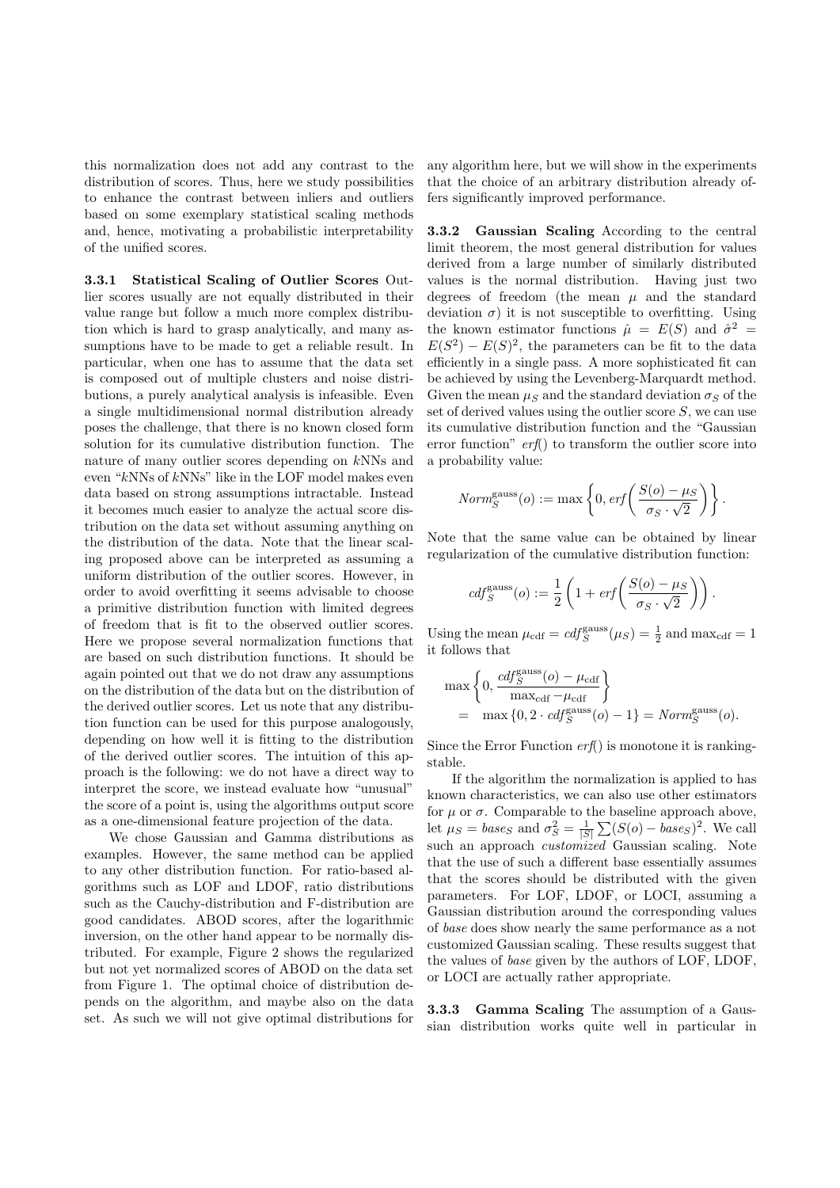this normalization does not add any contrast to the distribution of scores. Thus, here we study possibilities to enhance the contrast between inliers and outliers based on some exemplary statistical scaling methods and, hence, motivating a probabilistic interpretability of the unified scores.

#### 3.3.1 Statistical Scaling of Outlier Scores

Outlier scores usually are not equally distributed in their value range but follow a much more complex distribution which is hard to grasp analytically, and many assumptions have to be made to get a reliable result. In particular, when one has to assume that the data set is composed out of multiple clusters and noise distributions, a purely analytical analysis is infeasible. Even a single multidimensional normal distribution already poses the challenge, that there is no known closed form solution for its cumulative distribution function. The nature of many outlier scores depending on $k$NNs and even "$k$NNs of $k$NNs" like in the LOF model makes even data based on strong assumptions intractable. Instead it becomes much easier to analyze the actual score distribution on the data set without assuming anything on the distribution of the data. Note that the linear scaling proposed above can be interpreted as assuming a uniform distribution of the outlier scores. However, in order to avoid overfitting it seems advisable to choose a primitive distribution function with limited degrees of freedom that is fit to the observed outlier scores. Here we propose several normalization functions that are based on such distribution functions. It should be again pointed out that we do not draw any assumptions on the distribution of the data but on the distribution of the derived outlier scores. Let us note that any distribution function can be used for this purpose analogously, depending on how well it is fitting to the distribution of the derived outlier scores. The intuition of this approach is the following: we do not have a direct way to interpret the score, we instead evaluate how "unusual" the score of a point is, using the algorithms output score as a one-dimensional feature projection of the data.

We chose Gaussian and Gamma distributions as examples. However, the same method can be applied to any other distribution function. For ratio-based algorithms such as LOF and LDOF, ratio distributions such as the Cauchy-distribution and F-distribution are good candidates. ABOD scores, after the logarithmic inversion, on the other hand appear to be normally distributed. For example, Figure 2 shows the regularized but not yet normalized scores of ABOD on the data set from Figure 1. The optimal choice of distribution depends on the algorithm, and maybe also on the data set. As such we will not give optimal distributions for any algorithm here, but we will show in the experiments that the choice of an arbitrary distribution already offers significantly improved performance.

#### 3.3.2 Gaussian Scaling

According to the central limit theorem, the most general distribution for values derived from a large number of similarly distributed values is the normal distribution. Having just two degrees of freedom (the mean $\mu$ and the standard deviation $\sigma$) it is not susceptible to overfitting. Using the known estimator functions $\hat{\mu} = E(S)$ and $\hat{\sigma}^2 = E(S^2) - E(S)^2$, the parameters can be fit to the data efficiently in a single pass. A more sophisticated fit can be achieved by using the Levenberg-Marquardt method. Given the mean $\mu_S$ and the standard deviation $\sigma_S$ of the set of derived values using the outlier score $S$, we can use its cumulative distribution function and the "Gaussian error function" $\mathit{erf}()$ to transform the outlier score into a probability value:

$$Norm_S^{\text{gauss}}(o) := \max\left\{0, \mathit{erf}\left(\frac{S(o) - \mu_S}{\sigma_S \cdot \sqrt{2}}\right)\right\}.$$

Note that the same value can be obtained by linear regularization of the cumulative distribution function:

$$\mathit{cdf}_S^{\text{gauss}}(o) := \frac{1}{2}\left(1 + \mathit{erf}\left(\frac{S(o) - \mu_S}{\sigma_S \cdot \sqrt{2}}\right)\right).$$

Using the mean $\mu_{\text{cdf}} = \mathit{cdf}_S^{\text{gauss}}(\mu_S) = \frac{1}{2}$ and $\max_{\text{cdf}} = 1$ it follows that

$$\begin{aligned} &\max\left\{0, \frac{\mathit{cdf}_S^{\text{gauss}}(o) - \mu_{\text{cdf}}}{\max_{\text{cdf}} - \mu_{\text{cdf}}}\right\} \\ =\; &\max\left\{0, 2 \cdot \mathit{cdf}_S^{\text{gauss}}(o) - 1\right\} = Norm_S^{\text{gauss}}(o). \end{aligned}$$

Since the Error Function $\mathit{erf}()$ is monotone it is ranking-stable.

If the algorithm the normalization is applied to has known characteristics, we can also use other estimators for $\mu$ or $\sigma$. Comparable to the baseline approach above, let $\mu_S = base_S$ and $\sigma_S^2 = \frac{1}{|S|}\sum(S(o) - base_S)^2$. We call such an approach *customized* Gaussian scaling. Note that the use of such a different base essentially assumes that the scores should be distributed with the given parameters. For LOF, LDOF, or LOCI, assuming a Gaussian distribution around the corresponding values of *base* does show nearly the same performance as a not customized Gaussian scaling. These results suggest that the values of *base* given by the authors of LOF, LDOF, or LOCI are actually rather appropriate.

#### 3.3.3 Gamma Scaling

The assumption of a Gaussian distribution works quite well in particular in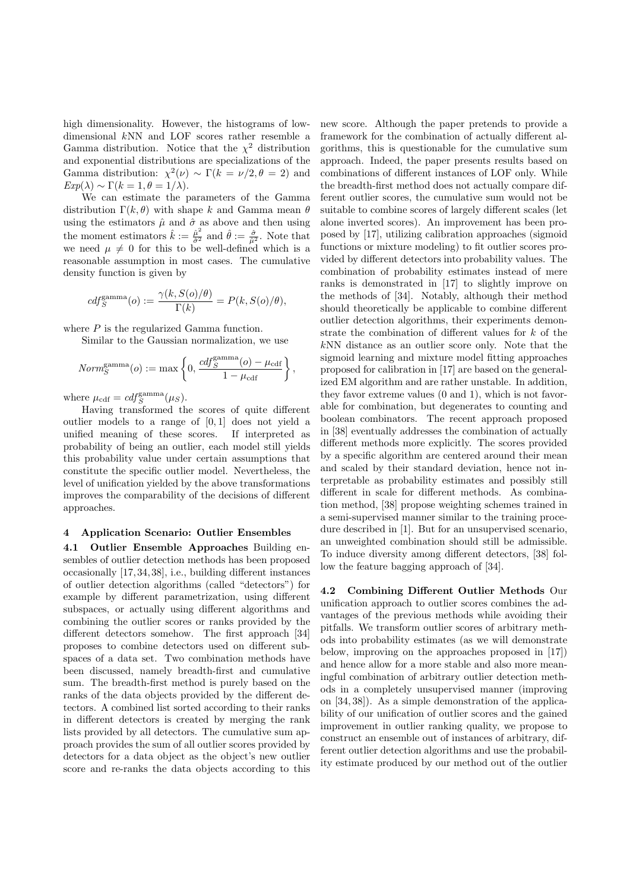high dimensionality. However, the histograms of low-dimensional $k$NN and LOF scores rather resemble a Gamma distribution. Notice that the $\chi^2$ distribution and exponential distributions are specializations of the Gamma distribution: $\chi^2(\nu) \sim \Gamma(k = \nu/2, \theta = 2)$ and $Exp(\lambda) \sim \Gamma(k = 1, \theta = 1/\lambda)$.

We can estimate the parameters of the Gamma distribution $\Gamma(k, \theta)$ with shape $k$ and Gamma mean $\theta$ using the estimators $\hat{\mu}$ and $\hat{\sigma}$ as above and then using the moment estimators $\hat{k} := \frac{\hat{\mu}^2}{\hat{\sigma}^2}$ and $\hat{\theta} := \frac{\hat{\sigma}}{\hat{\mu}^2}$. Note that we need $\mu \neq 0$ for this to be well-defined which is a reasonable assumption in most cases. The cumulative density function is given by

$$cdf_S^{\text{gamma}}(o) := \frac{\gamma(k, S(o)/\theta)}{\Gamma(k)} = P(k, S(o)/\theta),$$

where $P$ is the regularized Gamma function.

Similar to the Gaussian normalization, we use

$$Norm_S^{\text{gamma}}(o) := \max\left\{0, \frac{cdf_S^{\text{gamma}}(o) - \mu_{\text{cdf}}}{1 - \mu_{\text{cdf}}}\right\},$$

where $\mu_{\text{cdf}} = cdf_S^{\text{gamma}}(\mu_S)$.

Having transformed the scores of quite different outlier models to a range of $[0, 1]$ does not yield a unified meaning of these scores. If interpreted as probability of being an outlier, each model still yields this probability value under certain assumptions that constitute the specific outlier model. Nevertheless, the level of unification yielded by the above transformations improves the comparability of the decisions of different approaches.

## 4 Application Scenario: Outlier Ensembles

**4.1 Outlier Ensemble Approaches** Building ensembles of outlier detection methods has been proposed occasionally [17, 34, 38], i.e., building different instances of outlier detection algorithms (called "detectors") for example by different parametrization, using different subspaces, or actually using different algorithms and combining the outlier scores or ranks provided by the different detectors somehow. The first approach [34] proposes to combine detectors used on different subspaces of a data set. Two combination methods have been discussed, namely breadth-first and cumulative sum. The breadth-first method is purely based on the ranks of the data objects provided by the different detectors. A combined list sorted according to their ranks in different detectors is created by merging the rank lists provided by all detectors. The cumulative sum approach provides the sum of all outlier scores provided by detectors for a data object as the object's new outlier score and re-ranks the data objects according to this new score. Although the paper pretends to provide a framework for the combination of actually different algorithms, this is questionable for the cumulative sum approach. Indeed, the paper presents results based on combinations of different instances of LOF only. While the breadth-first method does not actually compare different outlier scores, the cumulative sum would not be suitable to combine scores of largely different scales (let alone inverted scores). An improvement has been proposed by [17], utilizing calibration approaches (sigmoid functions or mixture modeling) to fit outlier scores provided by different detectors into probability values. The combination of probability estimates instead of mere ranks is demonstrated in [17] to slightly improve on the methods of [34]. Notably, although their method should theoretically be applicable to combine different outlier detection algorithms, their experiments demonstrate the combination of different values for $k$ of the $k$NN distance as an outlier score only. Note that the sigmoid learning and mixture model fitting approaches proposed for calibration in [17] are based on the generalized EM algorithm and are rather unstable. In addition, they favor extreme values (0 and 1), which is not favorable for combination, but degenerates to counting and boolean combinators. The recent approach proposed in [38] eventually addresses the combination of actually different methods more explicitly. The scores provided by a specific algorithm are centered around their mean and scaled by their standard deviation, hence not interpretable as probability estimates and possibly still different in scale for different methods. As combination method, [38] propose weighting schemes trained in a semi-supervised manner similar to the training procedure described in [1]. But for an unsupervised scenario, an unweighted combination should still be admissible. To induce diversity among different detectors, [38] follow the feature bagging approach of [34].

**4.2 Combining Different Outlier Methods** Our unification approach to outlier scores combines the advantages of the previous methods while avoiding their pitfalls. We transform outlier scores of arbitrary methods into probability estimates (as we will demonstrate below, improving on the approaches proposed in [17]) and hence allow for a more stable and also more meaningful combination of arbitrary outlier detection methods in a completely unsupervised manner (improving on [34, 38]). As a simple demonstration of the applicability of our unification of outlier scores and the gained improvement in outlier ranking quality, we propose to construct an ensemble out of instances of arbitrary, different outlier detection algorithms and use the probability estimate produced by our method out of the outlier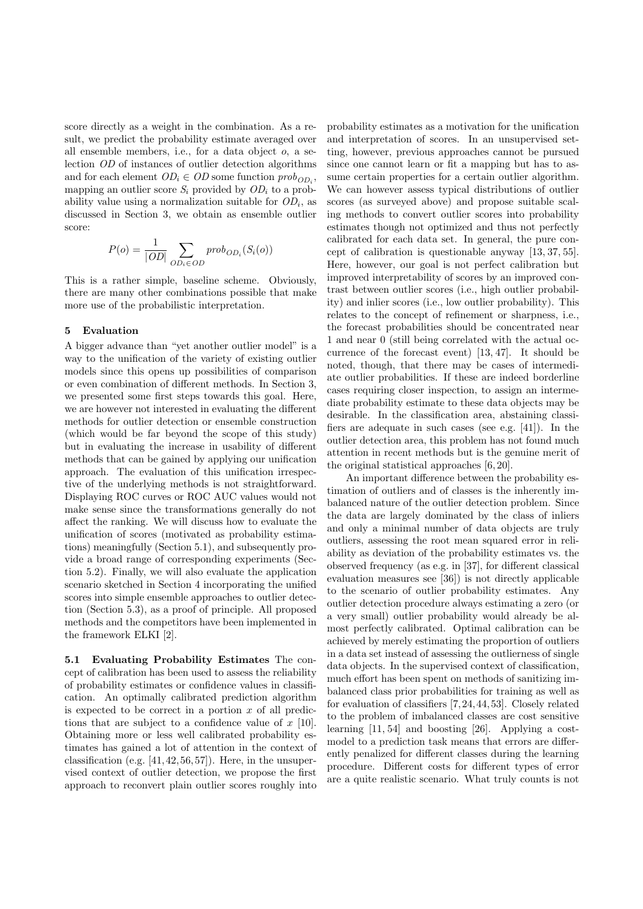score directly as a weight in the combination. As a result, we predict the probability estimate averaged over all ensemble members, i.e., for a data object $o$, a selection $OD$ of instances of outlier detection algorithms and for each element $OD_i \in OD$ some function $prob_{OD_i}$, mapping an outlier score $S_i$ provided by $OD_i$ to a probability value using a normalization suitable for $OD_i$, as discussed in Section 3, we obtain as ensemble outlier score:

$$P(o) = \frac{1}{|OD|} \sum_{OD_i \in OD} prob_{OD_i}(S_i(o))$$

This is a rather simple, baseline scheme. Obviously, there are many other combinations possible that make more use of the probabilistic interpretation.

## 5 Evaluation

A bigger advance than "yet another outlier model" is a way to the unification of the variety of existing outlier models since this opens up possibilities of comparison or even combination of different methods. In Section 3, we presented some first steps towards this goal. Here, we are however not interested in evaluating the different methods for outlier detection or ensemble construction (which would be far beyond the scope of this study) but in evaluating the increase in usability of different methods that can be gained by applying our unification approach. The evaluation of this unification irrespective of the underlying methods is not straightforward. Displaying ROC curves or ROC AUC values would not make sense since the transformations generally do not affect the ranking. We will discuss how to evaluate the unification of scores (motivated as probability estimations) meaningfully (Section 5.1), and subsequently provide a broad range of corresponding experiments (Section 5.2). Finally, we will also evaluate the application scenario sketched in Section 4 incorporating the unified scores into simple ensemble approaches to outlier detection (Section 5.3), as a proof of principle. All proposed methods and the competitors have been implemented in the framework ELKI [2].

**5.1 Evaluating Probability Estimates** The concept of calibration has been used to assess the reliability of probability estimates or confidence values in classification. An optimally calibrated prediction algorithm is expected to be correct in a portion $x$ of all predictions that are subject to a confidence value of $x$ [10]. Obtaining more or less well calibrated probability estimates has gained a lot of attention in the context of classification (e.g. [41, 42, 56, 57]). Here, in the unsupervised context of outlier detection, we propose the first approach to reconvert plain outlier scores roughly into probability estimates as a motivation for the unification and interpretation of scores. In an unsupervised setting, however, previous approaches cannot be pursued since one cannot learn or fit a mapping but has to assume certain properties for a certain outlier algorithm. We can however assess typical distributions of outlier scores (as surveyed above) and propose suitable scaling methods to convert outlier scores into probability estimates though not optimized and thus not perfectly calibrated for each data set. In general, the pure concept of calibration is questionable anyway [13, 37, 55]. Here, however, our goal is not perfect calibration but improved interpretability of scores by an improved contrast between outlier scores (i.e., high outlier probability) and inlier scores (i.e., low outlier probability). This relates to the concept of refinement or sharpness, i.e., the forecast probabilities should be concentrated near 1 and near 0 (still being correlated with the actual occurrence of the forecast event) [13, 47]. It should be noted, though, that there may be cases of intermediate outlier probabilities. If these are indeed borderline cases requiring closer inspection, to assign an intermediate probability estimate to these data objects may be desirable. In the classification area, abstaining classifiers are adequate in such cases (see e.g. [41]). In the outlier detection area, this problem has not found much attention in recent methods but is the genuine merit of the original statistical approaches [6, 20].

An important difference between the probability estimation of outliers and of classes is the inherently imbalanced nature of the outlier detection problem. Since the data are largely dominated by the class of inliers and only a minimal number of data objects are truly outliers, assessing the root mean squared error in reliability as deviation of the probability estimates vs. the observed frequency (as e.g. in [37], for different classical evaluation measures see [36]) is not directly applicable to the scenario of outlier probability estimates. Any outlier detection procedure always estimating a zero (or a very small) outlier probability would already be almost perfectly calibrated. Optimal calibration can be achieved by merely estimating the proportion of outliers in a data set instead of assessing the outlierness of single data objects. In the supervised context of classification, much effort has been spent on methods of sanitizing imbalanced class prior probabilities for training as well as for evaluation of classifiers [7, 24, 44, 53]. Closely related to the problem of imbalanced classes are cost sensitive learning [11, 54] and boosting [26]. Applying a cost-model to a prediction task means that errors are differently penalized for different classes during the learning procedure. Different costs for different types of error are a quite realistic scenario. What truly counts is not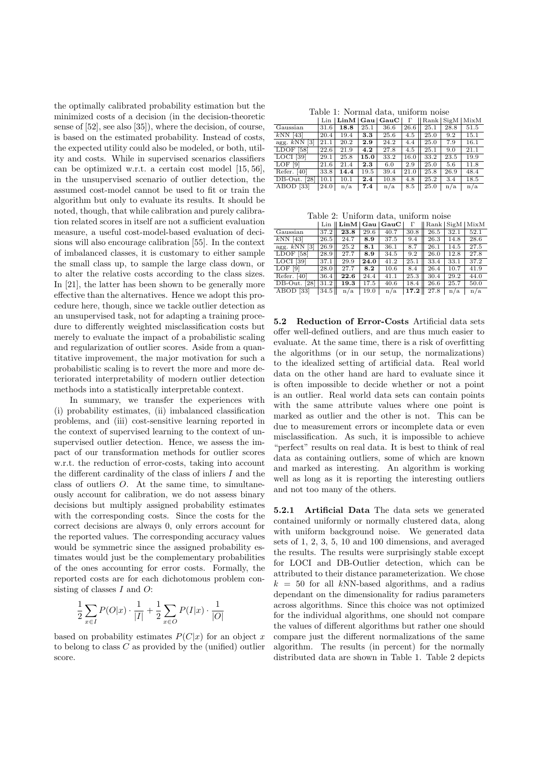the optimally calibrated probability estimation but the minimized costs of a decision (in the decision-theoretic sense of [52], see also [35]), where the decision, of course, is based on the estimated probability. Instead of costs, the expected utility could also be modeled, or both, utility and costs. While in supervised scenarios classifiers can be optimized w.r.t. a certain cost model [15, 56], in the unsupervised scenario of outlier detection, the assumed cost-model cannot be used to fit or train the algorithm but only to evaluate its results. It should be noted, though, that while calibration and purely calibration related scores in itself are not a sufficient evaluation measure, a useful cost-model-based evaluation of decisions will also encourage calibration [55]. In the context of imbalanced classes, it is customary to either sample the small class up, to sample the large class down, or to alter the relative costs according to the class sizes. In [21], the latter has been shown to be generally more effective than the alternatives. Hence we adopt this procedure here, though, since we tackle outlier detection as an unsupervised task, not for adapting a training procedure to differently weighted misclassification costs but merely to evaluate the impact of a probabilistic scaling and regularization of outlier scores. Aside from a quantitative improvement, the major motivation for such a probabilistic scaling is to revert the more and more deteriorated interpretability of modern outlier detection methods into a statistically interpretable context.

In summary, we transfer the experiences with (i) probability estimates, (ii) imbalanced classification problems, and (iii) cost-sensitive learning reported in the context of supervised learning to the context of unsupervised outlier detection. Hence, we assess the impact of our transformation methods for outlier scores w.r.t. the reduction of error-costs, taking into account the different cardinality of the class of inliers $I$ and the class of outliers $O$. At the same time, to simultaneously account for calibration, we do not assess binary decisions but multiply assigned probability estimates with the corresponding costs. Since the costs for the correct decisions are always 0, only errors account for the reported values. The corresponding accuracy values would be symmetric since the assigned probability estimates would just be the complementary probabilities of the ones accounting for error costs. Formally, the reported costs are for each dichotomous problem consisting of classes $I$ and $O$:

$$\frac{1}{2}\sum_{x\in I} P(O|x)\cdot\frac{1}{|I|}+\frac{1}{2}\sum_{x\in O} P(I|x)\cdot\frac{1}{|O|}$$

based on probability estimates $P(C|x)$ for an object $x$ to belong to class $C$ as provided by the (unified) outlier score.

Table 1: Normal data, uniform noise

| | Lin | **LinM** | **Gau** | **GauC** | Γ | Rank | SigM | MixM |
|---|---|---|---|---|---|---|---|---|
| Gaussian | 31.6 | **18.8** | 25.1 | 36.6 | 26.6 | 25.1 | 28.8 | 51.5 |
| *k*NN [43] | 20.4 | 19.4 | **3.3** | 25.6 | 4.5 | 25.0 | 9.2 | 15.1 |
| agg. *k*NN [3] | 21.1 | 20.2 | **2.9** | 24.2 | 4.4 | 25.0 | 7.9 | 16.1 |
| LDOF [58] | 22.6 | 21.9 | **4.2** | 27.8 | 4.5 | 25.1 | 9.0 | 21.1 |
| LOCI [39] | 29.1 | 25.8 | **15.0** | 33.2 | 16.0 | 33.2 | 23.5 | 19.9 |
| LOF [9] | 21.6 | 21.4 | **2.3** | 6.0 | 2.9 | 25.0 | 5.6 | 11.8 |
| Refer. [40] | 33.8 | **14.4** | 19.5 | 39.4 | 21.0 | 25.8 | 26.9 | 48.4 |
| DB-Out. [28] | 10.1 | 10.1 | **2.4** | 10.8 | 4.8 | 25.2 | 3.4 | 18.5 |
| ABOD [33] | 24.0 | n/a | **7.4** | n/a | 8.5 | 25.0 | n/a | n/a |

Table 2: Uniform data, uniform noise

| | Lin | **LinM** | **Gau** | **GauC** | Γ | Rank | SigM | MixM |
|---|---|---|---|---|---|---|---|---|
| Gaussian | 37.2 | **23.8** | 29.6 | 40.7 | 30.8 | 26.5 | 32.1 | 52.1 |
| *k*NN [43] | 26.5 | 24.7 | **8.9** | 37.5 | 9.4 | 26.3 | 14.8 | 28.6 |
| agg. *k*NN [3] | 26.9 | 25.2 | **8.1** | 36.1 | 8.7 | 26.1 | 14.5 | 27.5 |
| LDOF [58] | 28.9 | 27.7 | **8.9** | 34.5 | 9.2 | 26.0 | 12.8 | 27.8 |
| LOCI [39] | 37.1 | 29.9 | **24.0** | 41.2 | 25.1 | 33.4 | 33.1 | 37.2 |
| LOF [9] | 28.0 | 27.7 | **8.2** | 10.6 | 8.4 | 26.4 | 10.7 | 41.9 |
| Refer. [40] | 36.4 | **22.6** | 24.4 | 41.1 | 25.3 | 30.4 | 29.2 | 44.0 |
| DB-Out. [28] | 31.2 | **19.3** | 17.5 | 40.6 | 18.4 | 26.6 | 25.7 | 50.0 |
| ABOD [33] | 34.5 | n/a | 19.0 | n/a | **17.2** | 27.8 | n/a | n/a |

**5.2 Reduction of Error-Costs** Artificial data sets offer well-defined outliers, and are thus much easier to evaluate. At the same time, there is a risk of overfitting the algorithms (or in our setup, the normalizations) to the idealized setting of artificial data. Real world data on the other hand are hard to evaluate since it is often impossible to decide whether or not a point is an outlier. Real world data sets can contain points with the same attribute values where one point is marked as outlier and the other is not. This can be due to measurement errors or incomplete data or even misclassification. As such, it is impossible to achieve "perfect" results on real data. It is best to think of real data as containing outliers, some of which are known and marked as interesting. An algorithm is working well as long as it is reporting the interesting outliers and not too many of the others.

**5.2.1 Artificial Data** The data sets we generated contained uniformly or normally clustered data, along with uniform background noise. We generated data sets of 1, 2, 3, 5, 10 and 100 dimensions, and averaged the results. The results were surprisingly stable except for LOCI and DB-Outlier detection, which can be attributed to their distance parameterization. We chose $k = 50$ for all $k$NN-based algorithms, and a radius dependant on the dimensionality for radius parameters across algorithms. Since this choice was not optimized for the individual algorithms, one should not compare the values of different algorithms but rather one should compare just the different normalizations of the same algorithm. The results (in percent) for the normally distributed data are shown in Table 1. Table 2 depicts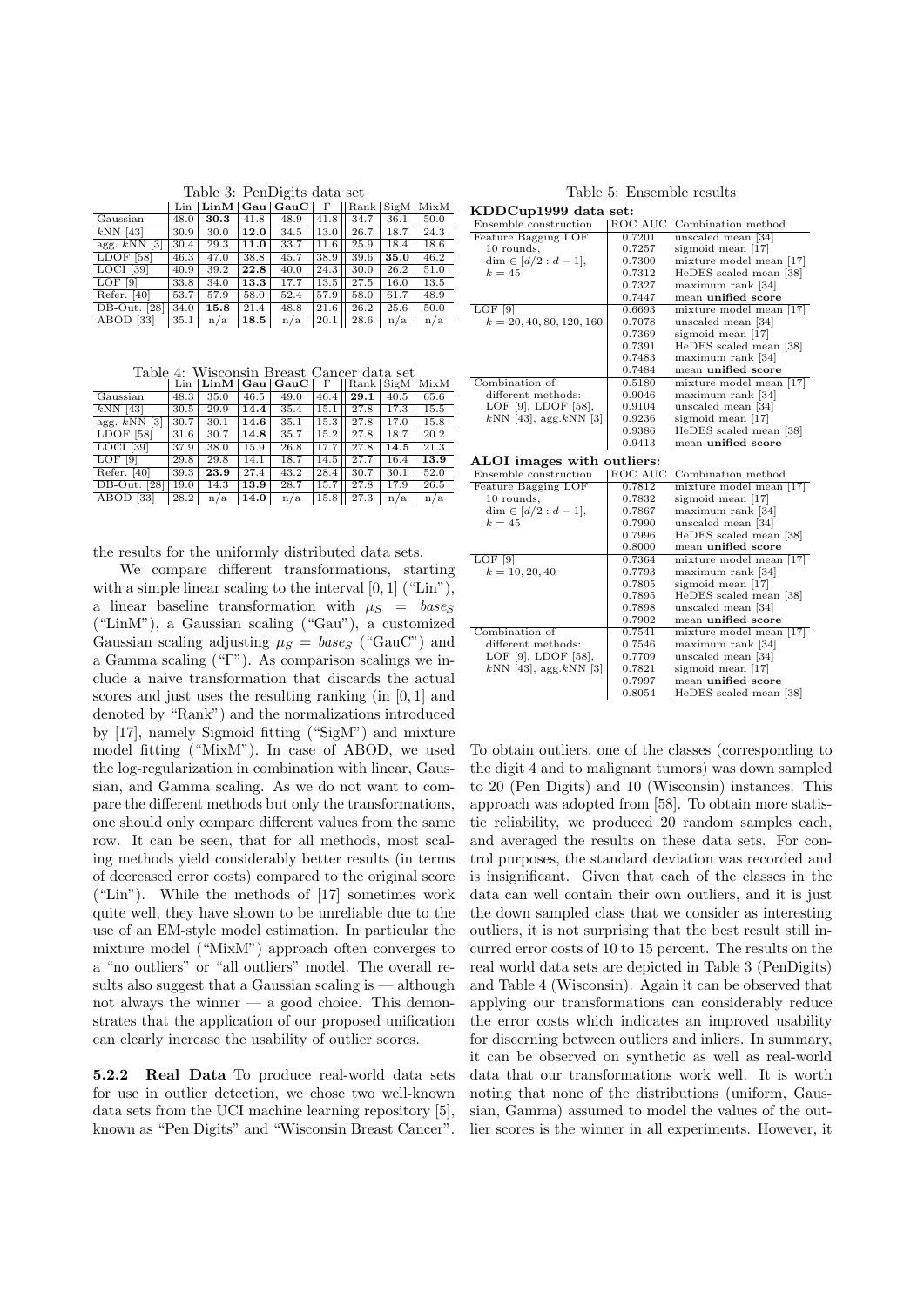Table 3: PenDigits data set

| | Lin | **LinM** | **Gau** | **GauC** | Γ | Rank | SigM | MixM |
|---|---|---|---|---|---|---|---|---|
| Gaussian | 48.0 | **30.3** | 41.8 | 48.9 | 41.8 | 34.7 | 36.1 | 50.0 |
| $k$NN [43] | 30.9 | 30.0 | **12.0** | 34.5 | 13.0 | 26.7 | 18.7 | 24.3 |
| agg. $k$NN [3] | 30.4 | 29.3 | **11.0** | 33.7 | 11.6 | 25.9 | 18.4 | 18.6 |
| LDOF [58] | 46.3 | 47.0 | 38.8 | 45.7 | 38.9 | 39.6 | **35.0** | 46.2 |
| LOCI [39] | 40.9 | 39.2 | **22.8** | 40.0 | 24.3 | 30.0 | 26.2 | 51.0 |
| LOF [9] | 33.8 | 34.0 | **13.3** | 17.7 | 13.5 | 27.5 | 16.0 | 13.5 |
| Refer. [40] | 53.7 | 57.9 | 58.0 | 52.4 | 57.9 | 58.0 | 61.7 | 48.9 |
| DB-Out. [28] | 34.0 | **15.8** | 21.4 | 48.8 | 21.6 | 26.2 | 25.6 | 50.0 |
| ABOD [33] | 35.1 | n/a | **18.5** | n/a | 20.1 | 28.6 | n/a | n/a |

Table 4: Wisconsin Breast Cancer data set

| | Lin | **LinM** | **Gau** | **GauC** | Γ | Rank | SigM | MixM |
|---|---|---|---|---|---|---|---|---|
| Gaussian | 48.3 | 35.0 | 46.5 | 49.0 | 46.4 | **29.1** | 40.5 | 65.6 |
| $k$NN [43] | 30.5 | 29.9 | **14.4** | 35.4 | 15.1 | 27.8 | 17.3 | 15.5 |
| agg. $k$NN [3] | 30.7 | 30.1 | **14.6** | 35.1 | 15.3 | 27.8 | 17.0 | 15.8 |
| LDOF [58] | 31.6 | 30.7 | **14.8** | 35.7 | 15.2 | 27.8 | 18.7 | 20.2 |
| LOCI [39] | 37.9 | 38.0 | 15.9 | 26.8 | 17.7 | 27.8 | **14.5** | 21.3 |
| LOF [9] | 29.8 | 29.8 | 14.1 | 18.7 | 14.5 | 27.7 | 16.4 | **13.9** |
| Refer. [40] | 39.3 | **23.9** | 27.4 | 43.2 | 28.4 | 30.7 | 30.1 | 52.0 |
| DB-Out. [28] | 19.0 | 14.3 | **13.9** | 28.7 | 15.7 | 27.8 | 17.9 | 26.5 |
| ABOD [33] | 28.2 | n/a | **14.0** | n/a | 15.8 | 27.3 | n/a | n/a |

the results for the uniformly distributed data sets.

We compare different transformations, starting with a simple linear scaling to the interval $[0, 1]$ ("Lin"), a linear baseline transformation with $\mu_S = base_S$ ("LinM"), a Gaussian scaling ("Gau"), a customized Gaussian scaling adjusting $\mu_S = base_S$ ("GauC") and a Gamma scaling ("Γ"). As comparison scalings we include a naive transformation that discards the actual scores and just uses the resulting ranking (in $[0, 1]$ and denoted by "Rank") and the normalizations introduced by [17], namely Sigmoid fitting ("SigM") and mixture model fitting ("MixM"). In case of ABOD, we used the log-regularization in combination with linear, Gaussian, and Gamma scaling. As we do not want to compare the different methods but only the transformations, one should only compare different values from the same row. It can be seen, that for all methods, most scaling methods yield considerably better results (in terms of decreased error costs) compared to the original score ("Lin"). While the methods of [17] sometimes work quite well, they have shown to be unreliable due to the use of an EM-style model estimation. In particular the mixture model ("MixM") approach often converges to a "no outliers" or "all outliers" model. The overall results also suggest that a Gaussian scaling is — although not always the winner — a good choice. This demonstrates that the application of our proposed unification can clearly increase the usability of outlier scores.

**5.2.2 Real Data** To produce real-world data sets for use in outlier detection, we chose two well-known data sets from the UCI machine learning repository [5], known as "Pen Digits" and "Wisconsin Breast Cancer".

Table 5: Ensemble results

**KDDCup1999 data set:**

| Ensemble construction | ROC AUC | Combination method |
|---|---|---|
| Feature Bagging LOF 10 rounds, $\dim \in [d/2 : d-1]$, $k = 45$ | 0.7201 | unscaled mean [34] |
| | 0.7257 | sigmoid mean [17] |
| | 0.7300 | mixture model mean [17] |
| | 0.7312 | HeDES scaled mean [38] |
| | 0.7327 | maximum rank [34] |
| | 0.7447 | mean **unified score** |
| LOF [9] $k = 20, 40, 80, 120, 160$ | 0.6693 | mixture model mean [17] |
| | 0.7078 | unscaled mean [34] |
| | 0.7369 | sigmoid mean [17] |
| | 0.7391 | HeDES scaled mean [38] |
| | 0.7483 | maximum rank [34] |
| | 0.7484 | mean **unified score** |
| Combination of different methods: LOF [9], LDOF [58], $k$NN [43], agg.$k$NN [3] | 0.5180 | mixture model mean [17] |
| | 0.9046 | maximum rank [34] |
| | 0.9104 | unscaled mean [34] |
| | 0.9236 | sigmoid mean [17] |
| | 0.9386 | HeDES scaled mean [38] |
| | 0.9413 | mean **unified score** |

**ALOI images with outliers:**

| Ensemble construction | ROC AUC | Combination method |
|---|---|---|
| Feature Bagging LOF 10 rounds, $\dim \in [d/2 : d-1]$, $k = 45$ | 0.7812 | mixture model mean [17] |
| | 0.7832 | sigmoid mean [17] |
| | 0.7867 | maximum rank [34] |
| | 0.7990 | unscaled mean [34] |
| | 0.7996 | HeDES scaled mean [38] |
| | 0.8000 | mean **unified score** |
| LOF [9] $k = 10, 20, 40$ | 0.7364 | mixture model mean [17] |
| | 0.7793 | maximum rank [34] |
| | 0.7805 | sigmoid mean [17] |
| | 0.7895 | HeDES scaled mean [38] |
| | 0.7898 | unscaled mean [34] |
| | 0.7902 | mean **unified score** |
| Combination of different methods: LOF [9], LDOF [58], $k$NN [43], agg.$k$NN [3] | 0.7541 | mixture model mean [17] |
| | 0.7546 | maximum rank [34] |
| | 0.7709 | unscaled mean [34] |
| | 0.7821 | sigmoid mean [17] |
| | 0.7997 | mean **unified score** |
| | 0.8054 | HeDES scaled mean [38] |

To obtain outliers, one of the classes (corresponding to the digit 4 and to malignant tumors) was down sampled to 20 (Pen Digits) and 10 (Wisconsin) instances. This approach was adopted from [58]. To obtain more statistic reliability, we produced 20 random samples each, and averaged the results on these data sets. For control purposes, the standard deviation was recorded and is insignificant. Given that each of the classes in the data can well contain their own outliers, and it is just the down sampled class that we consider as interesting outliers, it is not surprising that the best result still incurred error costs of 10 to 15 percent. The results on the real world data sets are depicted in Table 3 (PenDigits) and Table 4 (Wisconsin). Again it can be observed that applying our transformations can considerably reduce the error costs which indicates an improved usability for discerning between outliers and inliers. In summary, it can be observed on synthetic as well as real-world data that our transformations work well. It is worth noting that none of the distributions (uniform, Gaussian, Gamma) assumed to model the values of the outlier scores is the winner in all experiments. However, it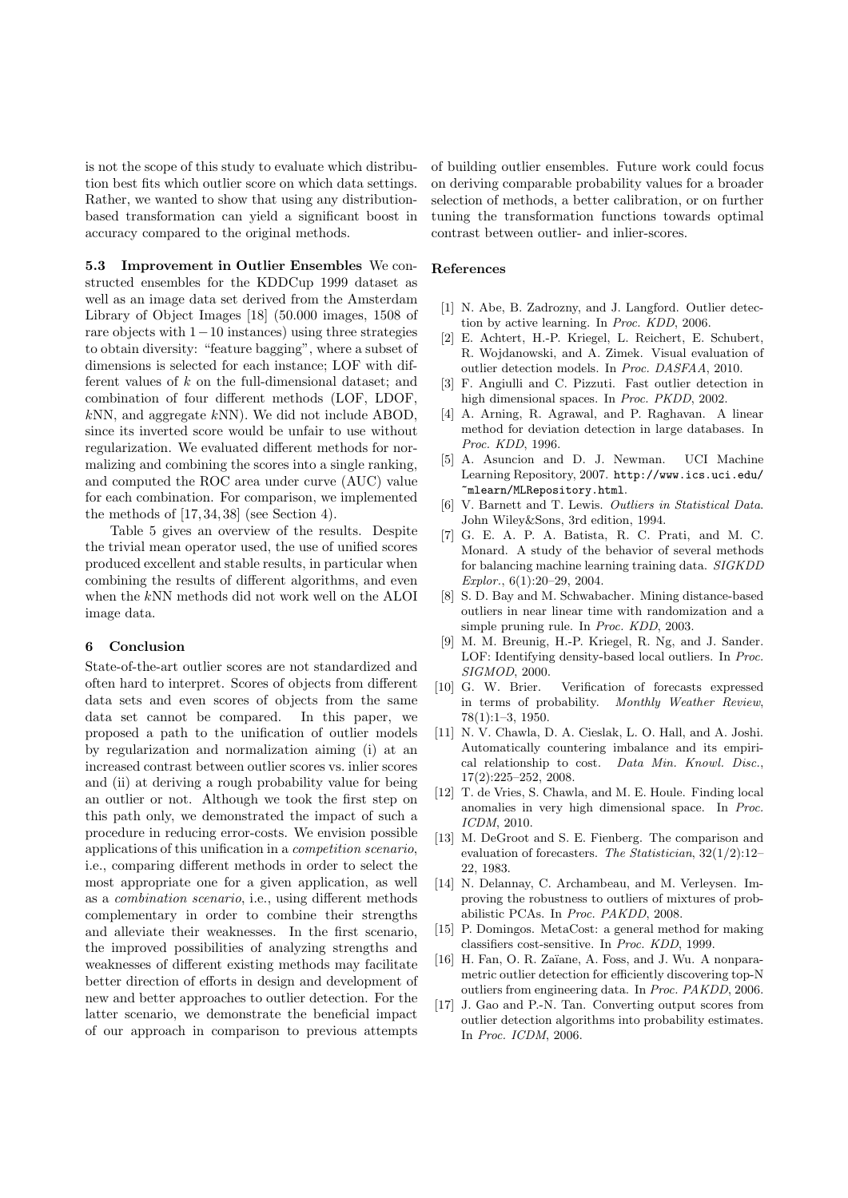is not the scope of this study to evaluate which distribution best fits which outlier score on which data settings. Rather, we wanted to show that using any distribution-based transformation can yield a significant boost in accuracy compared to the original methods.

**5.3 Improvement in Outlier Ensembles** We constructed ensembles for the KDDCup 1999 dataset as well as an image data set derived from the Amsterdam Library of Object Images [18] (50.000 images, 1508 of rare objects with $1-10$ instances) using three strategies to obtain diversity: "feature bagging", where a subset of dimensions is selected for each instance; LOF with different values of $k$ on the full-dimensional dataset; and combination of four different methods (LOF, LDOF, $k$NN, and aggregate $k$NN). We did not include ABOD, since its inverted score would be unfair to use without regularization. We evaluated different methods for normalizing and combining the scores into a single ranking, and computed the ROC area under curve (AUC) value for each combination. For comparison, we implemented the methods of [17, 34, 38] (see Section 4).

Table 5 gives an overview of the results. Despite the trivial mean operator used, the use of unified scores produced excellent and stable results, in particular when combining the results of different algorithms, and even when the $k$NN methods did not work well on the ALOI image data.

## 6 Conclusion

State-of-the-art outlier scores are not standardized and often hard to interpret. Scores of objects from different data sets and even scores of objects from the same data set cannot be compared. In this paper, we proposed a path to the unification of outlier models by regularization and normalization aiming (i) at an increased contrast between outlier scores vs. inlier scores and (ii) at deriving a rough probability value for being an outlier or not. Although we took the first step on this path only, we demonstrated the impact of such a procedure in reducing error-costs. We envision possible applications of this unification in a *competition scenario*, i.e., comparing different methods in order to select the most appropriate one for a given application, as well as a *combination scenario*, i.e., using different methods complementary in order to combine their strengths and alleviate their weaknesses. In the first scenario, the improved possibilities of analyzing strengths and weaknesses of different existing methods may facilitate better direction of efforts in design and development of new and better approaches to outlier detection. For the latter scenario, we demonstrate the beneficial impact of our approach in comparison to previous attempts of building outlier ensembles. Future work could focus on deriving comparable probability values for a broader selection of methods, a better calibration, or on further tuning the transformation functions towards optimal contrast between outlier- and inlier-scores.

## References

[1] N. Abe, B. Zadrozny, and J. Langford. Outlier detection by active learning. In *Proc. KDD*, 2006.

[2] E. Achtert, H.-P. Kriegel, L. Reichert, E. Schubert, R. Wojdanowski, and A. Zimek. Visual evaluation of outlier detection models. In *Proc. DASFAA*, 2010.

[3] F. Angiulli and C. Pizzuti. Fast outlier detection in high dimensional spaces. In *Proc. PKDD*, 2002.

[4] A. Arning, R. Agrawal, and P. Raghavan. A linear method for deviation detection in large databases. In *Proc. KDD*, 1996.

[5] A. Asuncion and D. J. Newman. UCI Machine Learning Repository, 2007. http://www.ics.uci.edu/~mlearn/MLRepository.html.

[6] V. Barnett and T. Lewis. *Outliers in Statistical Data*. John Wiley&Sons, 3rd edition, 1994.

[7] G. E. A. P. A. Batista, R. C. Prati, and M. C. Monard. A study of the behavior of several methods for balancing machine learning training data. *SIGKDD Explor.*, 6(1):20–29, 2004.

[8] S. D. Bay and M. Schwabacher. Mining distance-based outliers in near linear time with randomization and a simple pruning rule. In *Proc. KDD*, 2003.

[9] M. M. Breunig, H.-P. Kriegel, R. Ng, and J. Sander. LOF: Identifying density-based local outliers. In *Proc. SIGMOD*, 2000.

[10] G. W. Brier. Verification of forecasts expressed in terms of probability. *Monthly Weather Review*, 78(1):1–3, 1950.

[11] N. V. Chawla, D. A. Cieslak, L. O. Hall, and A. Joshi. Automatically countering imbalance and its empirical relationship to cost. *Data Min. Knowl. Disc.*, 17(2):225–252, 2008.

[12] T. de Vries, S. Chawla, and M. E. Houle. Finding local anomalies in very high dimensional space. In *Proc. ICDM*, 2010.

[13] M. DeGroot and S. E. Fienberg. The comparison and evaluation of forecasters. *The Statistician*, 32(1/2):12–22, 1983.

[14] N. Delannay, C. Archambeau, and M. Verleysen. Improving the robustness to outliers of mixtures of probabilistic PCAs. In *Proc. PAKDD*, 2008.

[15] P. Domingos. MetaCost: a general method for making classifiers cost-sensitive. In *Proc. KDD*, 1999.

[16] H. Fan, O. R. Zaïane, A. Foss, and J. Wu. A nonparametric outlier detection for efficiently discovering top-N outliers from engineering data. In *Proc. PAKDD*, 2006.

[17] J. Gao and P.-N. Tan. Converting output scores from outlier detection algorithms into probability estimates. In *Proc. ICDM*, 2006.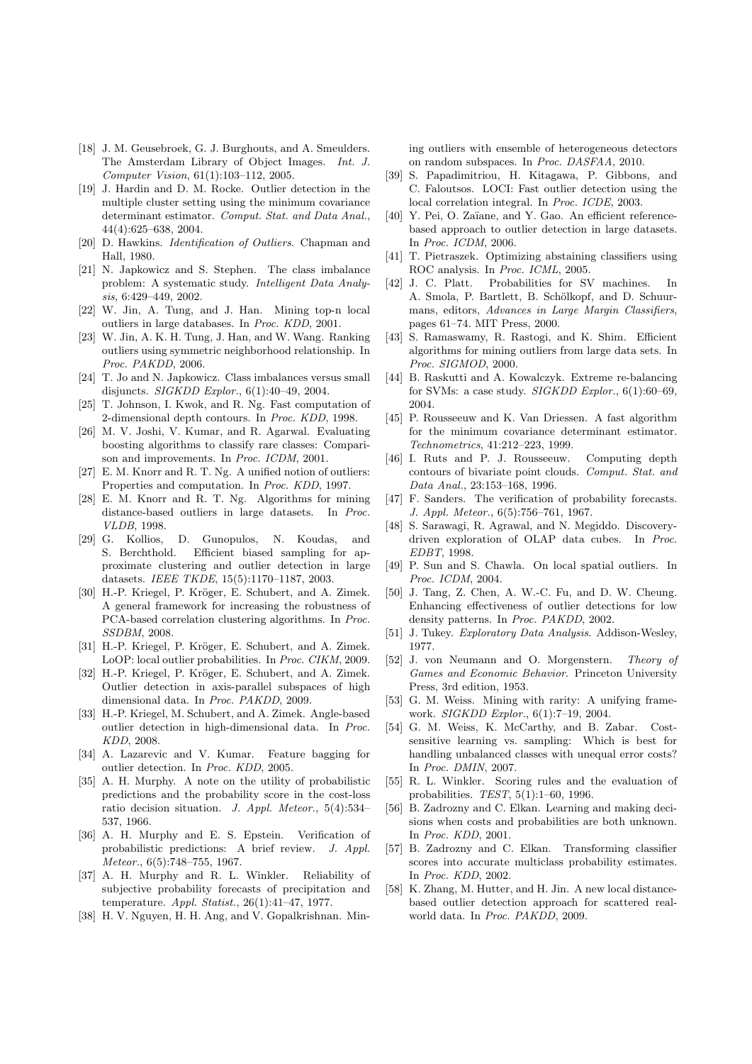[18] J. M. Geusebroek, G. J. Burghouts, and A. Smeulders. The Amsterdam Library of Object Images. *Int. J. Computer Vision*, 61(1):103–112, 2005.

[19] J. Hardin and D. M. Rocke. Outlier detection in the multiple cluster setting using the minimum covariance determinant estimator. *Comput. Stat. and Data Anal.*, 44(4):625–638, 2004.

[20] D. Hawkins. *Identification of Outliers*. Chapman and Hall, 1980.

[21] N. Japkowicz and S. Stephen. The class imbalance problem: A systematic study. *Intelligent Data Analysis*, 6:429–449, 2002.

[22] W. Jin, A. Tung, and J. Han. Mining top-n local outliers in large databases. In *Proc. KDD*, 2001.

[23] W. Jin, A. K. H. Tung, J. Han, and W. Wang. Ranking outliers using symmetric neighborhood relationship. In *Proc. PAKDD*, 2006.

[24] T. Jo and N. Japkowicz. Class imbalances versus small disjuncts. *SIGKDD Explor.*, 6(1):40–49, 2004.

[25] T. Johnson, I. Kwok, and R. Ng. Fast computation of 2-dimensional depth contours. In *Proc. KDD*, 1998.

[26] M. V. Joshi, V. Kumar, and R. Agarwal. Evaluating boosting algorithms to classify rare classes: Comparison and improvements. In *Proc. ICDM*, 2001.

[27] E. M. Knorr and R. T. Ng. A unified notion of outliers: Properties and computation. In *Proc. KDD*, 1997.

[28] E. M. Knorr and R. T. Ng. Algorithms for mining distance-based outliers in large datasets. In *Proc. VLDB*, 1998.

[29] G. Kollios, D. Gunopulos, N. Koudas, and S. Berchthold. Efficient biased sampling for approximate clustering and outlier detection in large datasets. *IEEE TKDE*, 15(5):1170–1187, 2003.

[30] H.-P. Kriegel, P. Kröger, E. Schubert, and A. Zimek. A general framework for increasing the robustness of PCA-based correlation clustering algorithms. In *Proc. SSDBM*, 2008.

[31] H.-P. Kriegel, P. Kröger, E. Schubert, and A. Zimek. LoOP: local outlier probabilities. In *Proc. CIKM*, 2009.

[32] H.-P. Kriegel, P. Kröger, E. Schubert, and A. Zimek. Outlier detection in axis-parallel subspaces of high dimensional data. In *Proc. PAKDD*, 2009.

[33] H.-P. Kriegel, M. Schubert, and A. Zimek. Angle-based outlier detection in high-dimensional data. In *Proc. KDD*, 2008.

[34] A. Lazarevic and V. Kumar. Feature bagging for outlier detection. In *Proc. KDD*, 2005.

[35] A. H. Murphy. A note on the utility of probabilistic predictions and the probability score in the cost-loss ratio decision situation. *J. Appl. Meteor.*, 5(4):534–537, 1966.

[36] A. H. Murphy and E. S. Epstein. Verification of probabilistic predictions: A brief review. *J. Appl. Meteor.*, 6(5):748–755, 1967.

[37] A. H. Murphy and R. L. Winkler. Reliability of subjective probability forecasts of precipitation and temperature. *Appl. Statist.*, 26(1):41–47, 1977.

[38] H. V. Nguyen, H. H. Ang, and V. Gopalkrishnan. Mining outliers with ensemble of heterogeneous detectors on random subspaces. In *Proc. DASFAA*, 2010.

[39] S. Papadimitriou, H. Kitagawa, P. Gibbons, and C. Faloutsos. LOCI: Fast outlier detection using the local correlation integral. In *Proc. ICDE*, 2003.

[40] Y. Pei, O. Zaïane, and Y. Gao. An efficient reference-based approach to outlier detection in large datasets. In *Proc. ICDM*, 2006.

[41] T. Pietraszek. Optimizing abstaining classifiers using ROC analysis. In *Proc. ICML*, 2005.

[42] J. C. Platt. Probabilities for SV machines. In A. Smola, P. Bartlett, B. Schölkopf, and D. Schuurmans, editors, *Advances in Large Margin Classifiers*, pages 61–74. MIT Press, 2000.

[43] S. Ramaswamy, R. Rastogi, and K. Shim. Efficient algorithms for mining outliers from large data sets. In *Proc. SIGMOD*, 2000.

[44] B. Raskutti and A. Kowalczyk. Extreme re-balancing for SVMs: a case study. *SIGKDD Explor.*, 6(1):60–69, 2004.

[45] P. Rousseeuw and K. Van Driessen. A fast algorithm for the minimum covariance determinant estimator. *Technometrics*, 41:212–223, 1999.

[46] I. Ruts and P. J. Rousseeuw. Computing depth contours of bivariate point clouds. *Comput. Stat. and Data Anal.*, 23:153–168, 1996.

[47] F. Sanders. The verification of probability forecasts. *J. Appl. Meteor.*, 6(5):756–761, 1967.

[48] S. Sarawagi, R. Agrawal, and N. Megiddo. Discovery-driven exploration of OLAP data cubes. In *Proc. EDBT*, 1998.

[49] P. Sun and S. Chawla. On local spatial outliers. In *Proc. ICDM*, 2004.

[50] J. Tang, Z. Chen, A. W.-C. Fu, and D. W. Cheung. Enhancing effectiveness of outlier detections for low density patterns. In *Proc. PAKDD*, 2002.

[51] J. Tukey. *Exploratory Data Analysis*. Addison-Wesley, 1977.

[52] J. von Neumann and O. Morgenstern. *Theory of Games and Economic Behavior*. Princeton University Press, 3rd edition, 1953.

[53] G. M. Weiss. Mining with rarity: A unifying framework. *SIGKDD Explor.*, 6(1):7–19, 2004.

[54] G. M. Weiss, K. McCarthy, and B. Zabar. Cost-sensitive learning vs. sampling: Which is best for handling unbalanced classes with unequal error costs? In *Proc. DMIN*, 2007.

[55] R. L. Winkler. Scoring rules and the evaluation of probabilities. *TEST*, 5(1):1–60, 1996.

[56] B. Zadrozny and C. Elkan. Learning and making decisions when costs and probabilities are both unknown. In *Proc. KDD*, 2001.

[57] B. Zadrozny and C. Elkan. Transforming classifier scores into accurate multiclass probability estimates. In *Proc. KDD*, 2002.

[58] K. Zhang, M. Hutter, and H. Jin. A new local distance-based outlier detection approach for scattered real-world data. In *Proc. PAKDD*, 2009.